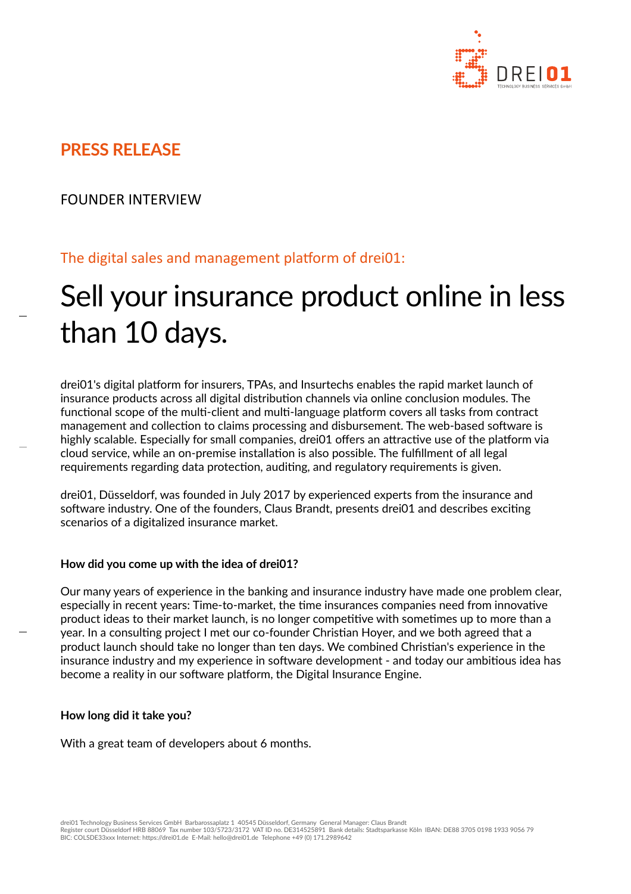## PRESS RELEASE

FOUNDER INTERVIEW

The digital sales and management platform of drei01:

# Sell your insurance product online in less than 10 days.

drei01's digital platform for insurers, TPAs, and Insurtechs enables the rapid market launch of insurance products across all digital distribution channels via online conclusion modules. The functional scope of the multi-client and multi-language platform covers all tasks from contract management and collection to claims processing and disbursement. The web-based software is highly scalable. Especially for small companies, drei01 offers an attractive use of the platform via cloud service, while an on-premise installation is also possible. The fulfillment of all legal requirements regarding data protection, auditing, and regulatory requirements is given.

drei01, Düsseldorf, was founded in July 2017 by experienced experts from the insurance and software industry. One of the founders, Claus Brandt, presents drei01 and describes exciting scenarios of a digitalized insurance market.

**How did you come up with the idea of drei01?**

Our many years of experience in the banking and insurance industry have made one problem clear, especially in recent years: Time-to-market, the time insurances companies need from innovative product ideas to their market launch, is no longer competitive with sometimes up to more than a year. In a consulting project I met our co-founder Christian Hoyer, and we both agreed that a product launch should take no longer than ten days. We combined Christian's experience in the insurance industry and my experience in software development - and today our ambitious idea has become a reality in our software platform, the Digital Insurance Engine.

**How long did it take you?**

With a great team of developers about 6 months.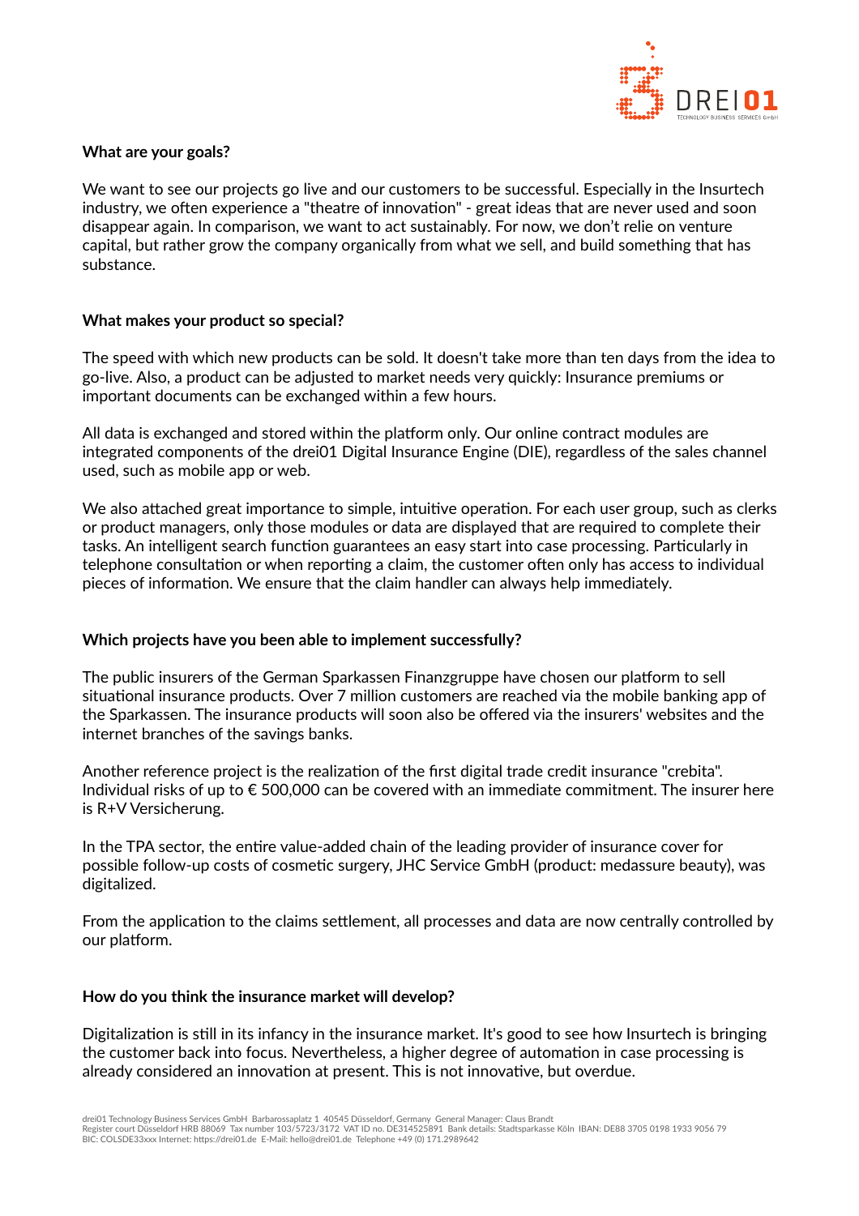**What are your goals?**

We want to see our projects go live and our customers to be successful. Especially in the Insurtech industry, we often experience a "theatre of innovation" - great ideas that are never used and soon disappear again. In comparison, we want to act sustainably. For now, we don't relie on venture capital, but rather grow the company organically from what we sell, and build something that has substance.

**What makes your product so special?**

The speed with which new products can be sold. It doesn't take more than ten days from the idea to go-live. Also, a product can be adjusted to market needs very quickly: Insurance premiums or important documents can be exchanged within a few hours.

All data is exchanged and stored within the platform only. Our online contract modules are integrated components of the drei01 Digital Insurance Engine (DIE), regardless of the sales channel used, such as mobile app or web.

We also attached great importance to simple, intuitive operation. For each user group, such as clerks or product managers, only those modules or data are displayed that are required to complete their tasks. An intelligent search function guarantees an easy start into case processing. Particularly in telephone consultation or when reporting a claim, the customer often only has access to individual pieces of information. We ensure that the claim handler can always help immediately.

**Which projects have you been able to implement successfully?**

The public insurers of the German Sparkassen Finanzgruppe have chosen our platform to sell situational insurance products. Over 7 million customers are reached via the mobile banking app of the Sparkassen. The insurance products will soon also be offered via the insurers' websites and the internet branches of the savings banks.

Another reference project is the realization of the first digital trade credit insurance "crebita". Individual risks of up to € 500,000 can be covered with an immediate commitment. The insurer here is R+V Versicherung.

In the TPA sector, the entire value-added chain of the leading provider of insurance cover for possible follow-up costs of cosmetic surgery, JHC Service GmbH (product: medassure beauty), was digitalized.

From the application to the claims settlement, all processes and data are now centrally controlled by our platform.

**How do you think the insurance market will develop?**

Digitalization is still in its infancy in the insurance market. It's good to see how Insurtech is bringing the customer back into focus. Nevertheless, a higher degree of automation in case processing is already considered an innovation at present. This is not innovative, but overdue.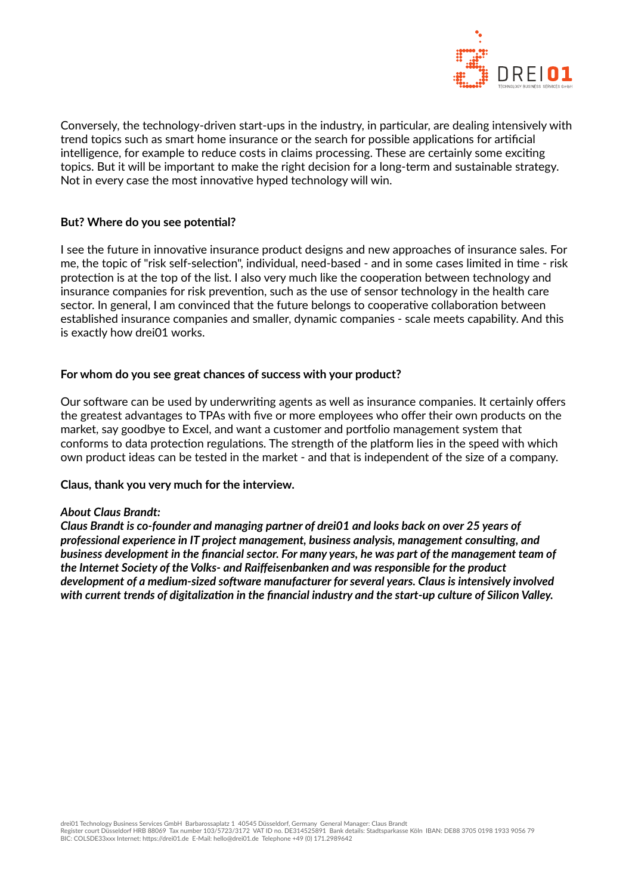Conversely, the technology-driven start-ups in the industry, in particular, are dealing intensively with trend topics such as smart home insurance or the search for possible applications for artificial intelligence, for example to reduce costs in claims processing. These are certainly some exciting topics. But it will be important to make the right decision for a long-term and sustainable strategy. Not in every case the most innovative hyped technology will win.

**But? Where do you see potential?**

I see the future in innovative insurance product designs and new approaches of insurance sales. For me, the topic of "risk self-selection", individual, need-based - and in some cases limited in time - risk protection is at the top of the list. I also very much like the cooperation between technology and insurance companies for risk prevention, such as the use of sensor technology in the health care sector. In general, I am convinced that the future belongs to cooperative collaboration between established insurance companies and smaller, dynamic companies - scale meets capability. And this is exactly how drei01 works.

**For whom do you see great chances of success with your product?**

Our software can be used by underwriting agents as well as insurance companies. It certainly offers the greatest advantages to TPAs with five or more employees who offer their own products on the market, say goodbye to Excel, and want a customer and portfolio management system that conforms to data protection regulations. The strength of the platform lies in the speed with which own product ideas can be tested in the market - and that is independent of the size of a company.

**Claus, thank you very much for the interview.**

*About Claus Brandt:*
***Claus Brandt is co-founder and managing partner of drei01 and looks back on over 25 years of professional experience in IT project management, business analysis, management consulting, and business development in the financial sector. For many years, he was part of the management team of the Internet Society of the Volks- and Raiffeisenbanken and was responsible for the product development of a medium-sized software manufacturer for several years. Claus is intensively involved with current trends of digitalization in the financial industry and the start-up culture of Silicon Valley.***